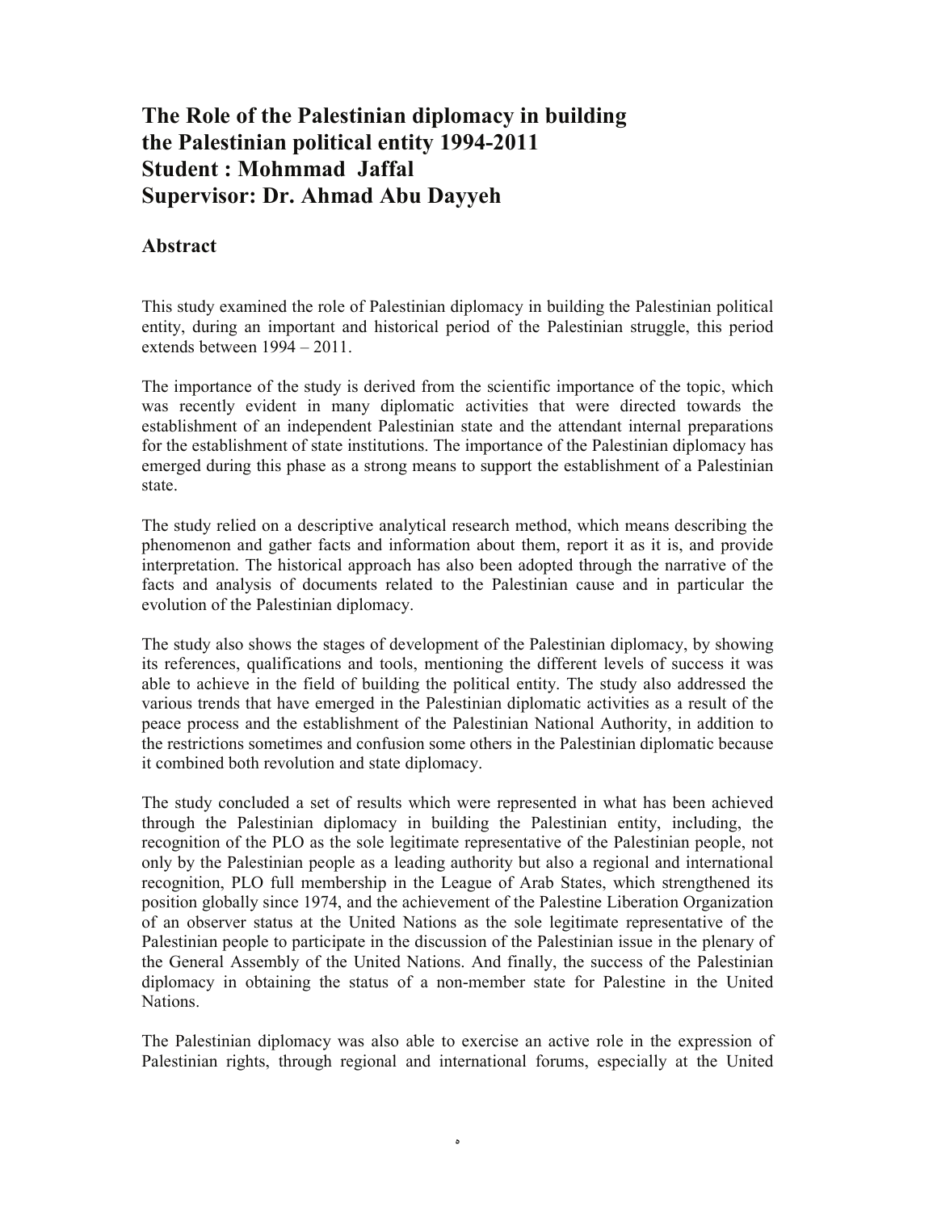# The Role of the Palestinian diplomacy in building the Palestinian political entity 1994-2011
# Student : Mohmmad Jaffal
# Supervisor: Dr. Ahmad Abu Dayyeh

## Abstract

This study examined the role of Palestinian diplomacy in building the Palestinian political entity, during an important and historical period of the Palestinian struggle, this period extends between 1994 – 2011.

The importance of the study is derived from the scientific importance of the topic, which was recently evident in many diplomatic activities that were directed towards the establishment of an independent Palestinian state and the attendant internal preparations for the establishment of state institutions. The importance of the Palestinian diplomacy has emerged during this phase as a strong means to support the establishment of a Palestinian state.

The study relied on a descriptive analytical research method, which means describing the phenomenon and gather facts and information about them, report it as it is, and provide interpretation. The historical approach has also been adopted through the narrative of the facts and analysis of documents related to the Palestinian cause and in particular the evolution of the Palestinian diplomacy.

The study also shows the stages of development of the Palestinian diplomacy, by showing its references, qualifications and tools, mentioning the different levels of success it was able to achieve in the field of building the political entity. The study also addressed the various trends that have emerged in the Palestinian diplomatic activities as a result of the peace process and the establishment of the Palestinian National Authority, in addition to the restrictions sometimes and confusion some others in the Palestinian diplomatic because it combined both revolution and state diplomacy.

The study concluded a set of results which were represented in what has been achieved through the Palestinian diplomacy in building the Palestinian entity, including, the recognition of the PLO as the sole legitimate representative of the Palestinian people, not only by the Palestinian people as a leading authority but also a regional and international recognition, PLO full membership in the League of Arab States, which strengthened its position globally since 1974, and the achievement of the Palestine Liberation Organization of an observer status at the United Nations as the sole legitimate representative of the Palestinian people to participate in the discussion of the Palestinian issue in the plenary of the General Assembly of the United Nations. And finally, the success of the Palestinian diplomacy in obtaining the status of a non-member state for Palestine in the United Nations.

The Palestinian diplomacy was also able to exercise an active role in the expression of Palestinian rights, through regional and international forums, especially at the United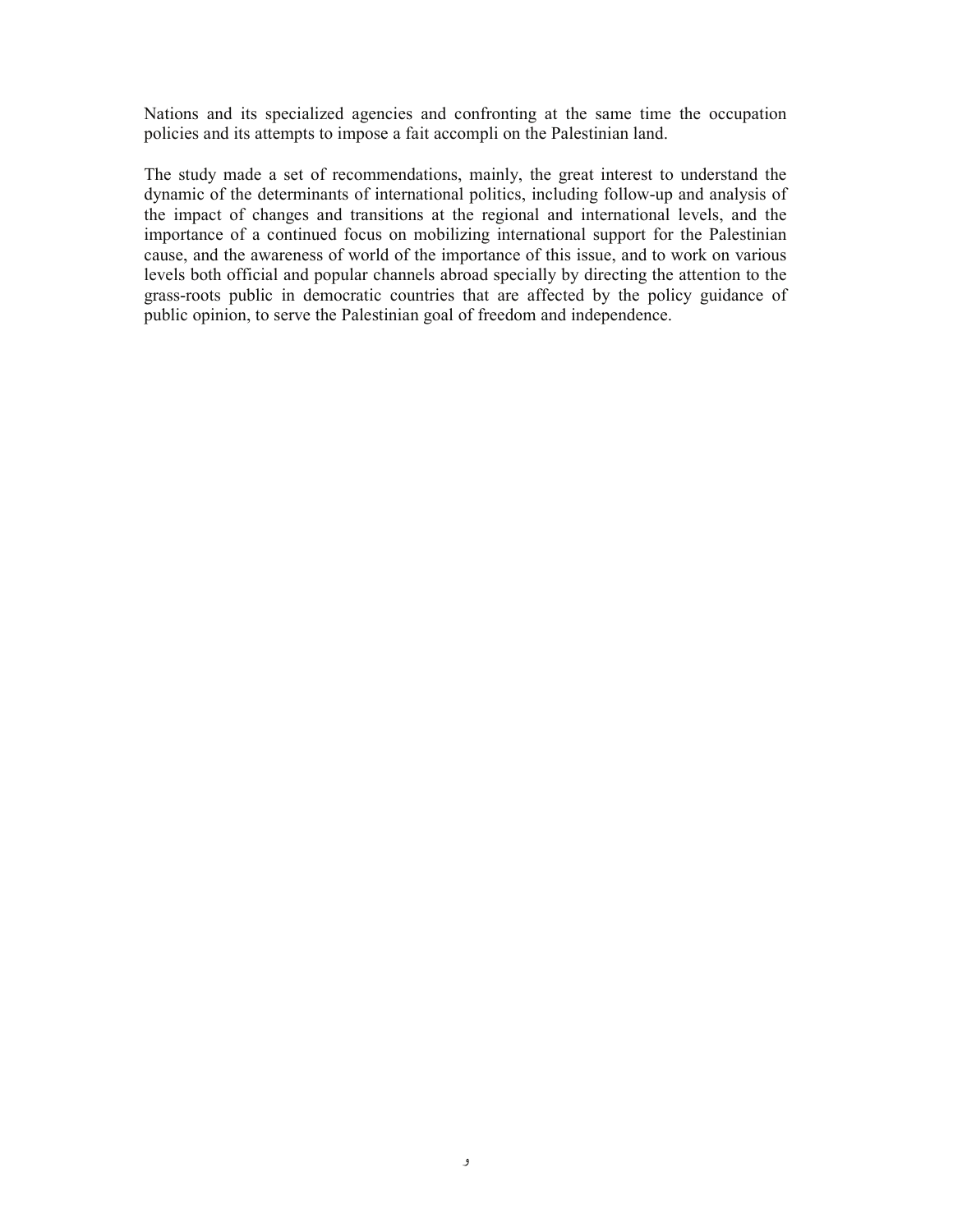Nations and its specialized agencies and confronting at the same time the occupation policies and its attempts to impose a fait accompli on the Palestinian land.

The study made a set of recommendations, mainly, the great interest to understand the dynamic of the determinants of international politics, including follow-up and analysis of the impact of changes and transitions at the regional and international levels, and the importance of a continued focus on mobilizing international support for the Palestinian cause, and the awareness of world of the importance of this issue, and to work on various levels both official and popular channels abroad specially by directing the attention to the grass-roots public in democratic countries that are affected by the policy guidance of public opinion, to serve the Palestinian goal of freedom and independence.